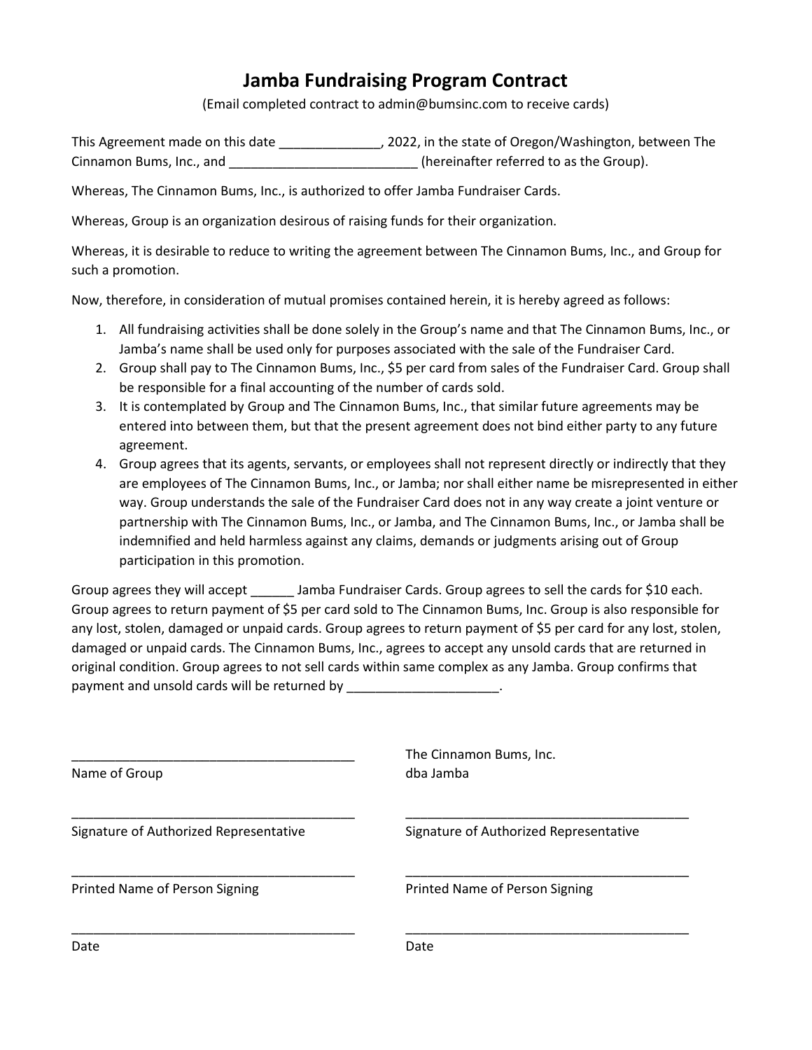# Jamba Fundraising Program Contract

(Email completed contract to admin@bumsinc.com to receive cards)

This Agreement made on this date ______________, 2022, in the state of Oregon/Washington, between The Cinnamon Bums, Inc., and __________________________ (hereinafter referred to as the Group).

Whereas, The Cinnamon Bums, Inc., is authorized to offer Jamba Fundraiser Cards.

Whereas, Group is an organization desirous of raising funds for their organization.

Whereas, it is desirable to reduce to writing the agreement between The Cinnamon Bums, Inc., and Group for such a promotion.

Now, therefore, in consideration of mutual promises contained herein, it is hereby agreed as follows:

1. All fundraising activities shall be done solely in the Group's name and that The Cinnamon Bums, Inc., or Jamba's name shall be used only for purposes associated with the sale of the Fundraiser Card.
2. Group shall pay to The Cinnamon Bums, Inc., $5 per card from sales of the Fundraiser Card. Group shall be responsible for a final accounting of the number of cards sold.
3. It is contemplated by Group and The Cinnamon Bums, Inc., that similar future agreements may be entered into between them, but that the present agreement does not bind either party to any future agreement.
4. Group agrees that its agents, servants, or employees shall not represent directly or indirectly that they are employees of The Cinnamon Bums, Inc., or Jamba; nor shall either name be misrepresented in either way. Group understands the sale of the Fundraiser Card does not in any way create a joint venture or partnership with The Cinnamon Bums, Inc., or Jamba, and The Cinnamon Bums, Inc., or Jamba shall be indemnified and held harmless against any claims, demands or judgments arising out of Group participation in this promotion.

Group agrees they will accept ______ Jamba Fundraiser Cards. Group agrees to sell the cards for $10 each. Group agrees to return payment of $5 per card sold to The Cinnamon Bums, Inc. Group is also responsible for any lost, stolen, damaged or unpaid cards. Group agrees to return payment of $5 per card for any lost, stolen, damaged or unpaid cards. The Cinnamon Bums, Inc., agrees to accept any unsold cards that are returned in original condition. Group agrees to not sell cards within same complex as any Jamba. Group confirms that payment and unsold cards will be returned by ____________________.

________________________________________
Name of Group

________________________________________
Signature of Authorized Representative

________________________________________
Printed Name of Person Signing

________________________________________
Date

The Cinnamon Bums, Inc.
dba Jamba

________________________________________
Signature of Authorized Representative

________________________________________
Printed Name of Person Signing

________________________________________
Date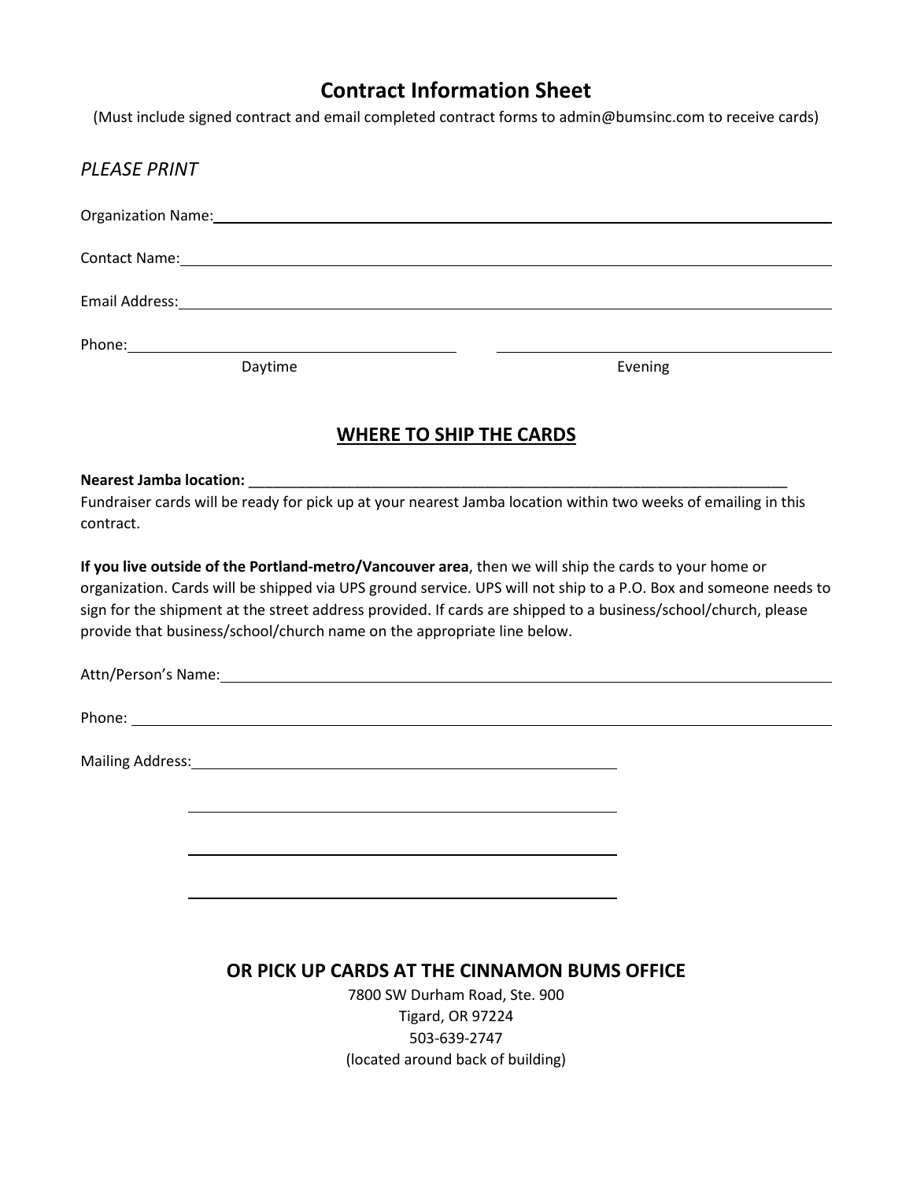# Contract Information Sheet

(Must include signed contract and email completed contract forms to admin@bumsinc.com to receive cards)

*PLEASE PRINT*

Organization Name: ______________________________________________

Contact Name: ______________________________________________

Email Address: ______________________________________________

Phone: ______________________ ______________________
Daytime Evening

## WHERE TO SHIP THE CARDS

**Nearest Jamba location:** ______________________________________________

Fundraiser cards will be ready for pick up at your nearest Jamba location within two weeks of emailing in this contract.

**If you live outside of the Portland-metro/Vancouver area**, then we will ship the cards to your home or organization. Cards will be shipped via UPS ground service. UPS will not ship to a P.O. Box and someone needs to sign for the shipment at the street address provided. If cards are shipped to a business/school/church, please provide that business/school/church name on the appropriate line below.

Attn/Person's Name: ______________________________________________

Phone: ______________________________________________

Mailing Address: ______________________________________________

______________________________________________

______________________________________________

______________________________________________

## OR PICK UP CARDS AT THE CINNAMON BUMS OFFICE

7800 SW Durham Road, Ste. 900
Tigard, OR 97224
503-639-2747
(located around back of building)